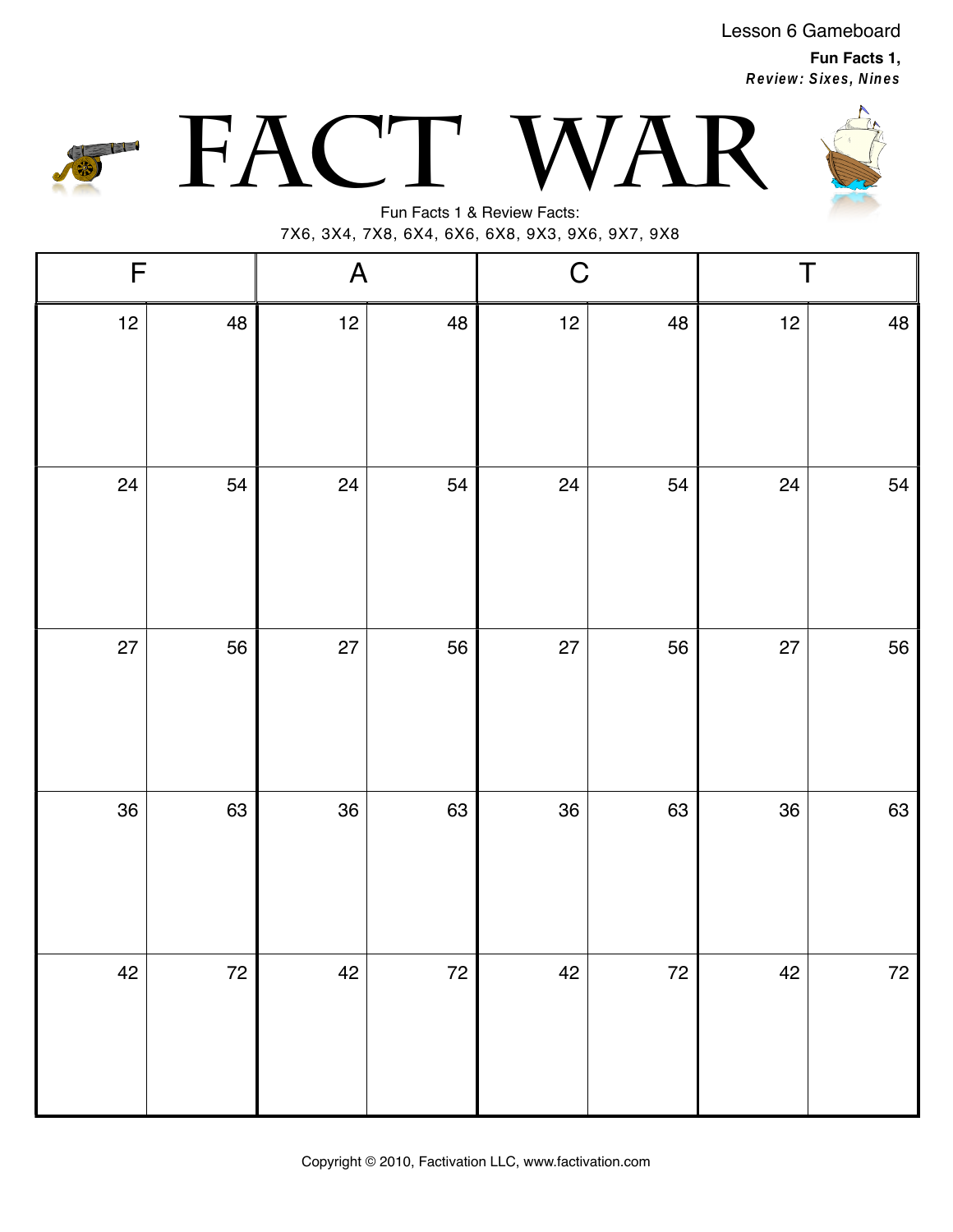Lesson 6 Gameboard

**Fun Facts 1,**
***Review: Sixes, Nines***

# FACT WAR

Fun Facts 1 & Review Facts:
7X6, 3X4, 7X8, 6X4, 6X6, 6X8, 9X3, 9X6, 9X7, 9X8

| F | | A | | C | | T | |
|---|---|---|---|---|---|---|---|
| 12 | 48 | 12 | 48 | 12 | 48 | 12 | 48 |
| 24 | 54 | 24 | 54 | 24 | 54 | 24 | 54 |
| 27 | 56 | 27 | 56 | 27 | 56 | 27 | 56 |
| 36 | 63 | 36 | 63 | 36 | 63 | 36 | 63 |
| 42 | 72 | 42 | 72 | 42 | 72 | 42 | 72 |

Copyright © 2010, Factivation LLC, www.factivation.com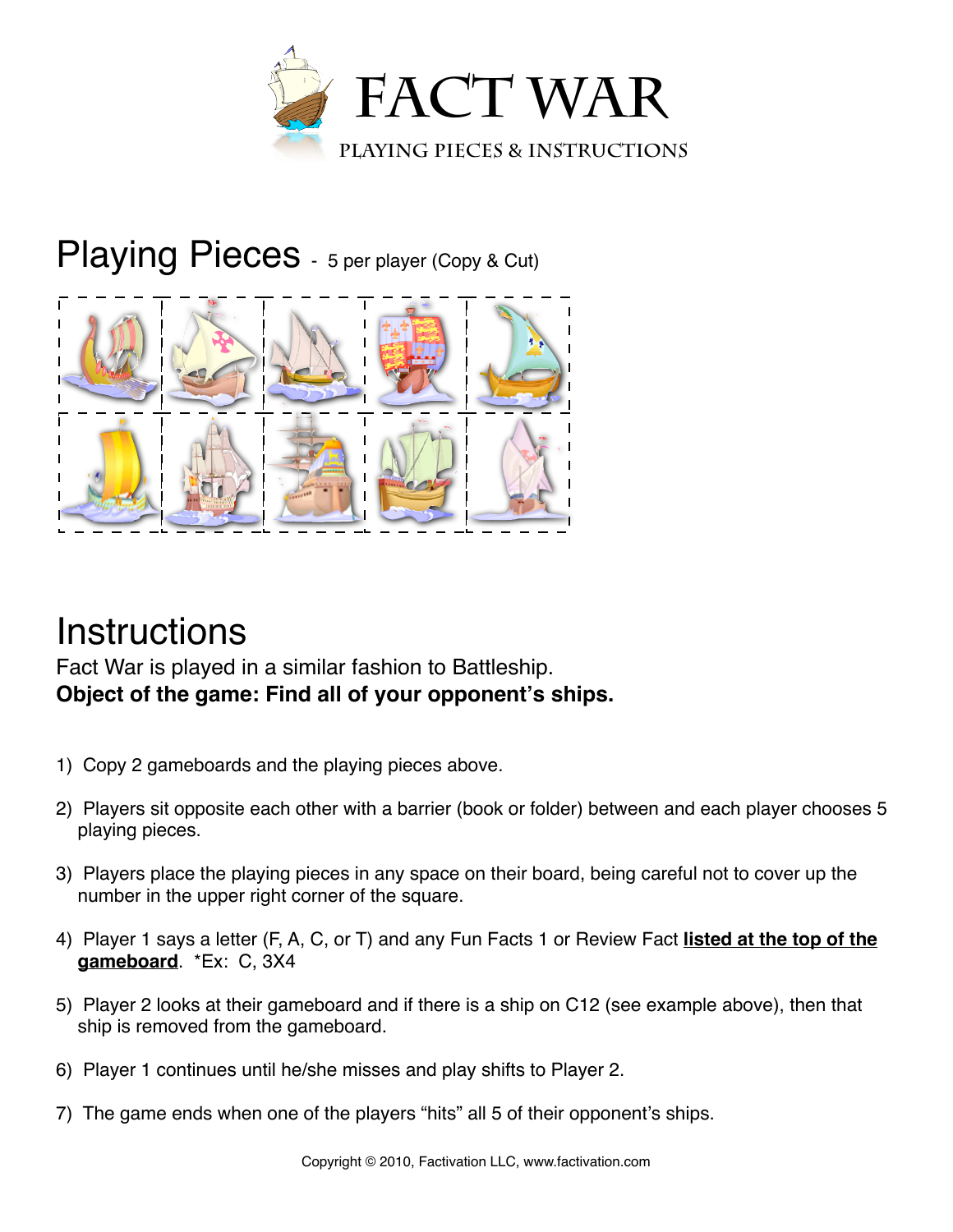# Fact War

PLAYING PIECES & INSTRUCTIONS

## Playing Pieces - 5 per player (Copy & Cut)

## Instructions

Fact War is played in a similar fashion to Battleship.

**Object of the game: Find all of your opponent's ships.**

1) Copy 2 gameboards and the playing pieces above.

2) Players sit opposite each other with a barrier (book or folder) between and each player chooses 5 playing pieces.

3) Players place the playing pieces in any space on their board, being careful not to cover up the number in the upper right corner of the square.

4) Player 1 says a letter (F, A, C, or T) and any Fun Facts 1 or Review Fact **listed at the top of the gameboard**. *Ex: C, 3X4

5) Player 2 looks at their gameboard and if there is a ship on C12 (see example above), then that ship is removed from the gameboard.

6) Player 1 continues until he/she misses and play shifts to Player 2.

7) The game ends when one of the players "hits" all 5 of their opponent's ships.

Copyright © 2010, Factivation LLC, www.factivation.com